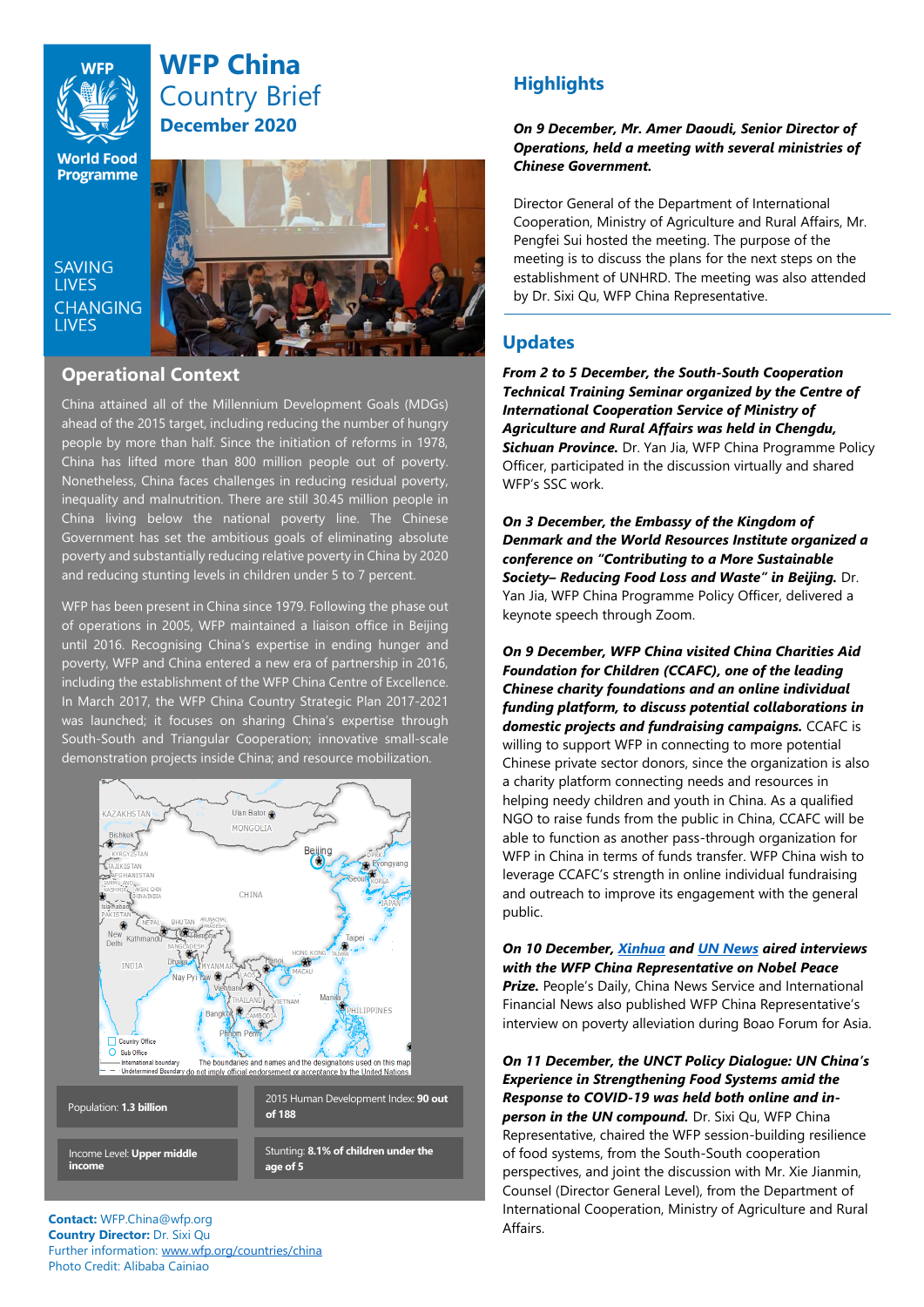# WFP China Country Brief

**December 2020**

World Food Programme

SAVING LIVES CHANGING LIVES

## Operational Context

China attained all of the Millennium Development Goals (MDGs) ahead of the 2015 target, including reducing the number of hungry people by more than half. Since the initiation of reforms in 1978, China has lifted more than 800 million people out of poverty. Nonetheless, China faces challenges in reducing residual poverty, inequality and malnutrition. There are still 30.45 million people in China living below the national poverty line. The Chinese Government has set the ambitious goals of eliminating absolute poverty and substantially reducing relative poverty in China by 2020 and reducing stunting levels in children under 5 to 7 percent.

WFP has been present in China since 1979. Following the phase out of operations in 2005, WFP maintained a liaison office in Beijing until 2016. Recognising China's expertise in ending hunger and poverty, WFP and China entered a new era of partnership in 2016, including the establishment of the WFP China Centre of Excellence. In March 2017, the WFP China Country Strategic Plan 2017-2021 was launched; it focuses on sharing China's expertise through South-South and Triangular Cooperation; innovative small-scale demonstration projects inside China; and resource mobilization.

| | |
|---|---|
| Population: **1.3 billion** | 2015 Human Development Index: **90 out of 188** |
| Income Level: **Upper middle income** | Stunting: **8.1% of children under the age of 5** |

**Contact:** WFP.China@wfp.org
**Country Director:** Dr. Sixi Qu
Further information: www.wfp.org/countries/china
Photo Credit: Alibaba Cainiao

## Highlights

***On 9 December, Mr. Amer Daoudi, Senior Director of Operations, held a meeting with several ministries of Chinese Government.***

Director General of the Department of International Cooperation, Ministry of Agriculture and Rural Affairs, Mr. Pengfei Sui hosted the meeting. The purpose of the meeting is to discuss the plans for the next steps on the establishment of UNHRD. The meeting was also attended by Dr. Sixi Qu, WFP China Representative.

## Updates

***From 2 to 5 December, the South-South Cooperation Technical Training Seminar organized by the Centre of International Cooperation Service of Ministry of Agriculture and Rural Affairs was held in Chengdu, Sichuan Province.*** Dr. Yan Jia, WFP China Programme Policy Officer, participated in the discussion virtually and shared WFP's SSC work.

***On 3 December, the Embassy of the Kingdom of Denmark and the World Resources Institute organized a conference on "Contributing to a More Sustainable Society– Reducing Food Loss and Waste" in Beijing.*** Dr. Yan Jia, WFP China Programme Policy Officer, delivered a keynote speech through Zoom.

***On 9 December, WFP China visited China Charities Aid Foundation for Children (CCAFC), one of the leading Chinese charity foundations and an online individual funding platform, to discuss potential collaborations in domestic projects and fundraising campaigns.*** CCAFC is willing to support WFP in connecting to more potential Chinese private sector donors, since the organization is also a charity platform connecting needs and resources in helping needy children and youth in China. As a qualified NGO to raise funds from the public in China, CCAFC will be able to function as another pass-through organization for WFP in China in terms of funds transfer. WFP China wish to leverage CCAFC's strength in online individual fundraising and outreach to improve its engagement with the general public.

***On 10 December, Xinhua and UN News aired interviews with the WFP China Representative on Nobel Peace Prize.*** People's Daily, China News Service and International Financial News also published WFP China Representative's interview on poverty alleviation during Boao Forum for Asia.

***On 11 December, the UNCT Policy Dialogue: UN China's Experience in Strengthening Food Systems amid the Response to COVID-19 was held both online and in-person in the UN compound.*** Dr. Sixi Qu, WFP China Representative, chaired the WFP session-building resilience of food systems, from the South-South cooperation perspectives, and joint the discussion with Mr. Xie Jianmin, Counsel (Director General Level), from the Department of International Cooperation, Ministry of Agriculture and Rural Affairs.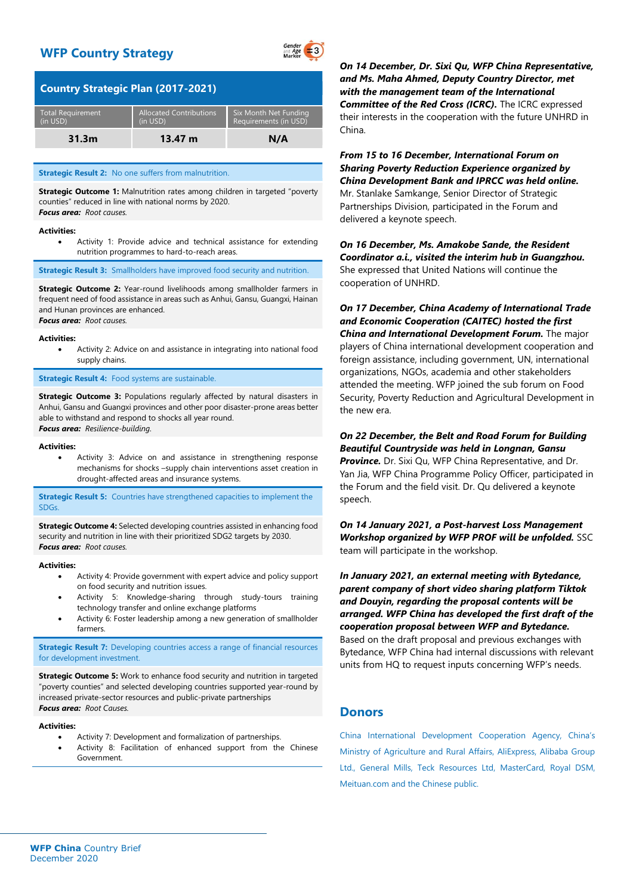## WFP Country Strategy

### Country Strategic Plan (2017-2021)

| Total Requirement (in USD) | Allocated Contributions (in USD) | Six Month Net Funding Requirements (in USD) |
|---|---|---|
| 31.3m | 13.47 m | N/A |

**Strategic Result 2:** No one suffers from malnutrition.

**Strategic Outcome 1:** Malnutrition rates among children in targeted "poverty counties" reduced in line with national norms by 2020.
***Focus area:*** *Root causes.*

**Activities:**

- Activity 1: Provide advice and technical assistance for extending nutrition programmes to hard-to-reach areas.

**Strategic Result 3:** Smallholders have improved food security and nutrition.

**Strategic Outcome 2:** Year-round livelihoods among smallholder farmers in frequent need of food assistance in areas such as Anhui, Gansu, Guangxi, Hainan and Hunan provinces are enhanced.
***Focus area:*** *Root causes.*

**Activities:**

- Activity 2: Advice on and assistance in integrating into national food supply chains.

**Strategic Result 4:** Food systems are sustainable.

**Strategic Outcome 3:** Populations regularly affected by natural disasters in Anhui, Gansu and Guangxi provinces and other poor disaster-prone areas better able to withstand and respond to shocks all year round.
***Focus area:*** *Resilience-building.*

**Activities:**

- Activity 3: Advice on and assistance in strengthening response mechanisms for shocks –supply chain interventions asset creation in drought-affected areas and insurance systems.

**Strategic Result 5:** Countries have strengthened capacities to implement the SDGs.

**Strategic Outcome 4:** Selected developing countries assisted in enhancing food security and nutrition in line with their prioritized SDG2 targets by 2030.
***Focus area:*** *Root causes.*

**Activities:**

- Activity 4: Provide government with expert advice and policy support on food security and nutrition issues.
- Activity 5: Knowledge-sharing through study-tours training technology transfer and online exchange platforms
- Activity 6: Foster leadership among a new generation of smallholder farmers.

**Strategic Result 7:** Developing countries access a range of financial resources for development investment.

**Strategic Outcome 5:** Work to enhance food security and nutrition in targeted "poverty counties" and selected developing countries supported year-round by increased private-sector resources and public-private partnerships
***Focus area:*** *Root Causes.*

**Activities:**

- Activity 7: Development and formalization of partnerships.
- Activity 8: Facilitation of enhanced support from the Chinese Government.

***On 14 December, Dr. Sixi Qu, WFP China Representative, and Ms. Maha Ahmed, Deputy Country Director, met with the management team of the International Committee of the Red Cross (ICRC).*** The ICRC expressed their interests in the cooperation with the future UNHRD in China.

***From 15 to 16 December, International Forum on Sharing Poverty Reduction Experience organized by China Development Bank and IPRCC was held online.*** Mr. Stanlake Samkange, Senior Director of Strategic Partnerships Division, participated in the Forum and delivered a keynote speech.

***On 16 December, Ms. Amakobe Sande, the Resident Coordinator a.i., visited the interim hub in Guangzhou.*** She expressed that United Nations will continue the cooperation of UNHRD.

***On 17 December, China Academy of International Trade and Economic Cooperation (CAITEC) hosted the first China and International Development Forum.*** The major players of China international development cooperation and foreign assistance, including government, UN, international organizations, NGOs, academia and other stakeholders attended the meeting. WFP joined the sub forum on Food Security, Poverty Reduction and Agricultural Development in the new era.

***On 22 December, the Belt and Road Forum for Building Beautiful Countryside was held in Longnan, Gansu Province.*** Dr. Sixi Qu, WFP China Representative, and Dr. Yan Jia, WFP China Programme Policy Officer, participated in the Forum and the field visit. Dr. Qu delivered a keynote speech.

***On 14 January 2021, a Post-harvest Loss Management Workshop organized by WFP PROF will be unfolded.*** SSC team will participate in the workshop.

***In January 2021, an external meeting with Bytedance, parent company of short video sharing platform Tiktok and Douyin, regarding the proposal contents will be arranged. WFP China has developed the first draft of the cooperation proposal between WFP and Bytedance.*** Based on the draft proposal and previous exchanges with Bytedance, WFP China had internal discussions with relevant units from HQ to request inputs concerning WFP's needs.

## Donors

China International Development Cooperation Agency, China's Ministry of Agriculture and Rural Affairs, AliExpress, Alibaba Group Ltd., General Mills, Teck Resources Ltd, MasterCard, Royal DSM, Meituan.com and the Chinese public.